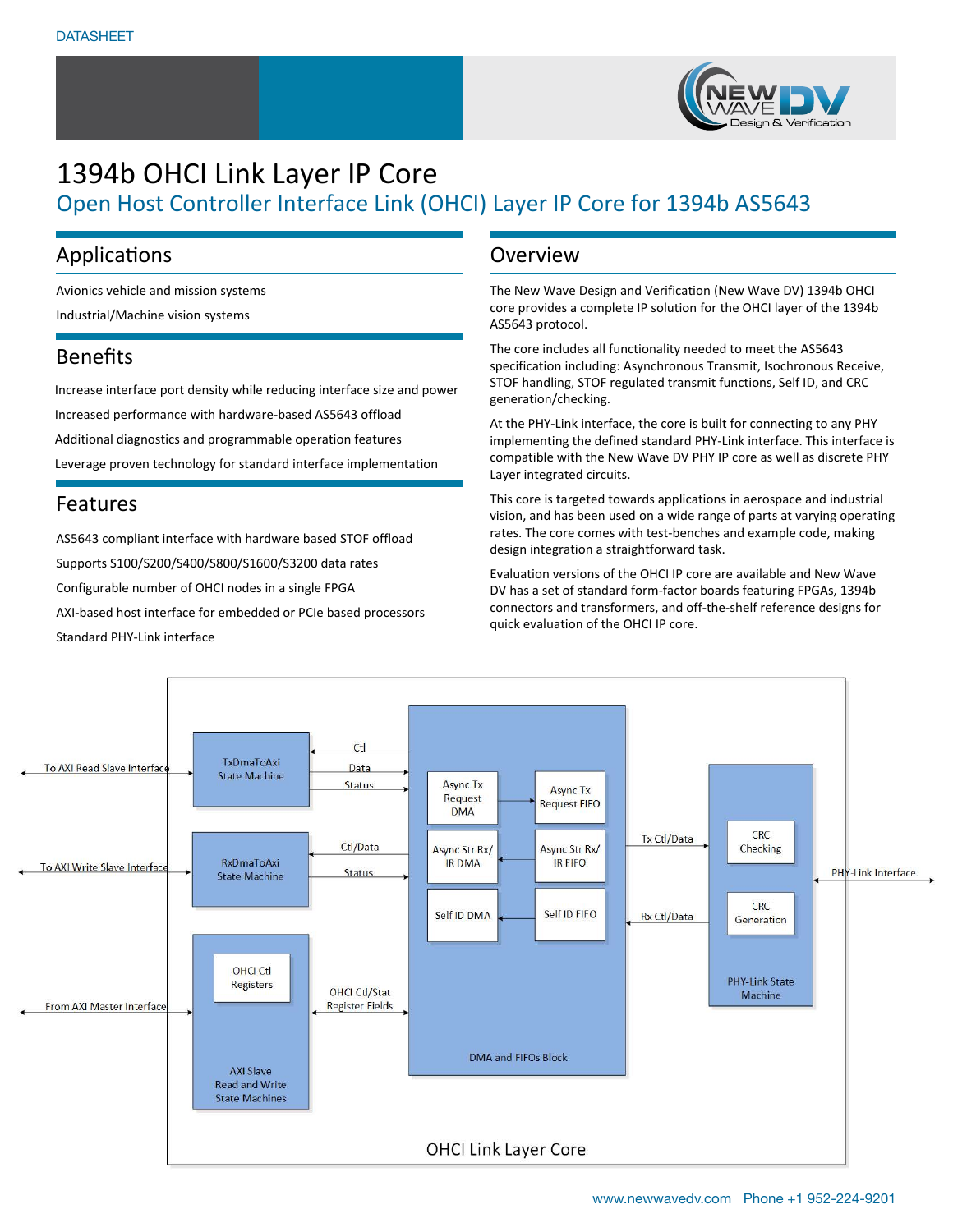DATASHEET

# 1394b OHCI Link Layer IP Core

## Open Host Controller Interface Link (OHCI) Layer IP Core for 1394b AS5643

## Applications

Avionics vehicle and mission systems

Industrial/Machine vision systems

## Benefits

Increase interface port density while reducing interface size and power

Increased performance with hardware-based AS5643 offload

Additional diagnostics and programmable operation features

Leverage proven technology for standard interface implementation

## Features

AS5643 compliant interface with hardware based STOF offload

Supports S100/S200/S400/S800/S1600/S3200 data rates

Configurable number of OHCI nodes in a single FPGA

AXI-based host interface for embedded or PCIe based processors

Standard PHY-Link interface

## Overview

The New Wave Design and Verification (New Wave DV) 1394b OHCI core provides a complete IP solution for the OHCI layer of the 1394b AS5643 protocol.

The core includes all functionality needed to meet the AS5643 specification including: Asynchronous Transmit, Isochronous Receive, STOF handling, STOF regulated transmit functions, Self ID, and CRC generation/checking.

At the PHY-Link interface, the core is built for connecting to any PHY implementing the defined standard PHY-Link interface. This interface is compatible with the New Wave DV PHY IP core as well as discrete PHY Layer integrated circuits.

This core is targeted towards applications in aerospace and industrial vision, and has been used on a wide range of parts at varying operating rates. The core comes with test-benches and example code, making design integration a straightforward task.

Evaluation versions of the OHCI IP core are available and New Wave DV has a set of standard form-factor boards featuring FPGAs, 1394b connectors and transformers, and off-the-shelf reference designs for quick evaluation of the OHCI IP core.

To AXI Read Slave Interface — TxDmaToAxi State Machine (Ctl, Data, Status)

To AXI Write Slave Interface — RxDmaToAxi State Machine (Ctl/Data, Status)

From AXI Master Interface — AXI Slave Read and Write State Machines (OHCI Ctl Registers; OHCI Ctl/Stat Register Fields)

DMA and FIFOs Block: Async Tx Request DMA, Async Tx Request FIFO, Async Str Rx/IR DMA, Async Str Rx/IR FIFO, Self ID DMA, Self ID FIFO

Tx Ctl/Data, Rx Ctl/Data

PHY-Link State Machine: CRC Checking, CRC Generation — PHY-Link Interface

OHCI Link Layer Core

www.newwavedv.com Phone +1 952-224-9201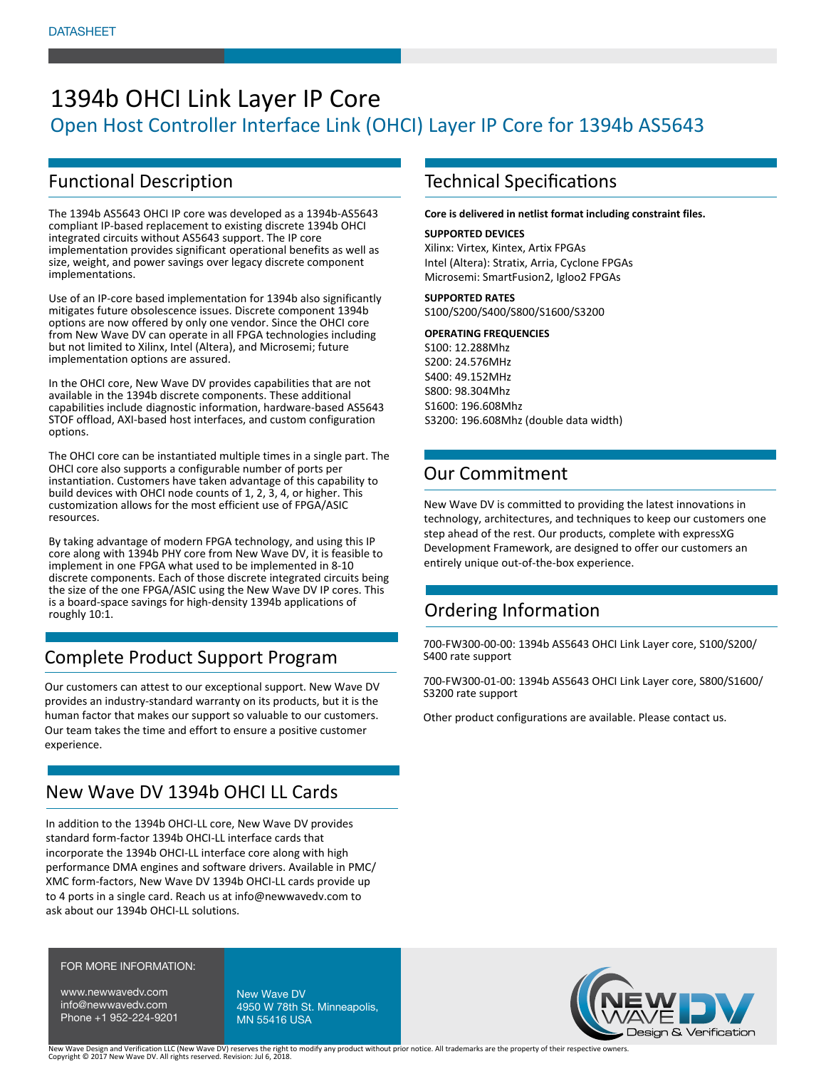DATASHEET

# 1394b OHCI Link Layer IP Core

## Open Host Controller Interface Link (OHCI) Layer IP Core for 1394b AS5643

## Functional Description

The 1394b AS5643 OHCI IP core was developed as a 1394b-AS5643 compliant IP-based replacement to existing discrete 1394b OHCI integrated circuits without AS5643 support. The IP core implementation provides significant operational benefits as well as size, weight, and power savings over legacy discrete component implementations.

Use of an IP-core based implementation for 1394b also significantly mitigates future obsolescence issues. Discrete component 1394b options are now offered by only one vendor. Since the OHCI core from New Wave DV can operate in all FPGA technologies including but not limited to Xilinx, Intel (Altera), and Microsemi; future implementation options are assured.

In the OHCI core, New Wave DV provides capabilities that are not available in the 1394b discrete components. These additional capabilities include diagnostic information, hardware-based AS5643 STOF offload, AXI-based host interfaces, and custom configuration options.

The OHCI core can be instantiated multiple times in a single part. The OHCI core also supports a configurable number of ports per instantiation. Customers have taken advantage of this capability to build devices with OHCI node counts of 1, 2, 3, 4, or higher. This customization allows for the most efficient use of FPGA/ASIC resources.

By taking advantage of modern FPGA technology, and using this IP core along with 1394b PHY core from New Wave DV, it is feasible to implement in one FPGA what used to be implemented in 8-10 discrete components. Each of those discrete integrated circuits being the size of the one FPGA/ASIC using the New Wave DV IP cores. This is a board-space savings for high-density 1394b applications of roughly 10:1.

## Complete Product Support Program

Our customers can attest to our exceptional support. New Wave DV provides an industry-standard warranty on its products, but it is the human factor that makes our support so valuable to our customers. Our team takes the time and effort to ensure a positive customer experience.

## New Wave DV 1394b OHCI LL Cards

In addition to the 1394b OHCI-LL core, New Wave DV provides standard form-factor 1394b OHCI-LL interface cards that incorporate the 1394b OHCI-LL interface core along with high performance DMA engines and software drivers. Available in PMC/XMC form-factors, New Wave DV 1394b OHCI-LL cards provide up to 4 ports in a single card. Reach us at info@newwavedv.com to ask about our 1394b OHCI-LL solutions.

## Technical Specifications

**Core is delivered in netlist format including constraint files.**

**SUPPORTED DEVICES**

Xilinx: Virtex, Kintex, Artix FPGAs
Intel (Altera): Stratix, Arria, Cyclone FPGAs
Microsemi: SmartFusion2, Igloo2 FPGAs

**SUPPORTED RATES**

S100/S200/S400/S800/S1600/S3200

**OPERATING FREQUENCIES**

S100: 12.288Mhz
S200: 24.576MHz
S400: 49.152MHz
S800: 98.304Mhz
S1600: 196.608Mhz
S3200: 196.608Mhz (double data width)

## Our Commitment

New Wave DV is committed to providing the latest innovations in technology, architectures, and techniques to keep our customers one step ahead of the rest. Our products, complete with expressXG Development Framework, are designed to offer our customers an entirely unique out-of-the-box experience.

## Ordering Information

700-FW300-00-00: 1394b AS5643 OHCI Link Layer core, S100/S200/S400 rate support

700-FW300-01-00: 1394b AS5643 OHCI Link Layer core, S800/S1600/S3200 rate support

Other product configurations are available. Please contact us.

FOR MORE INFORMATION:

www.newwavedv.com
info@newwavedv.com
Phone +1 952-224-9201

New Wave DV
4950 W 78th St. Minneapolis,
MN 55416 USA

NEW WAVE DV Design & Verification

New Wave Design and Verification LLC (New Wave DV) reserves the right to modify any product without prior notice. All trademarks are the property of their respective owners.
Copyright © 2017 New Wave DV. All rights reserved. Revision: Jul 6, 2018.